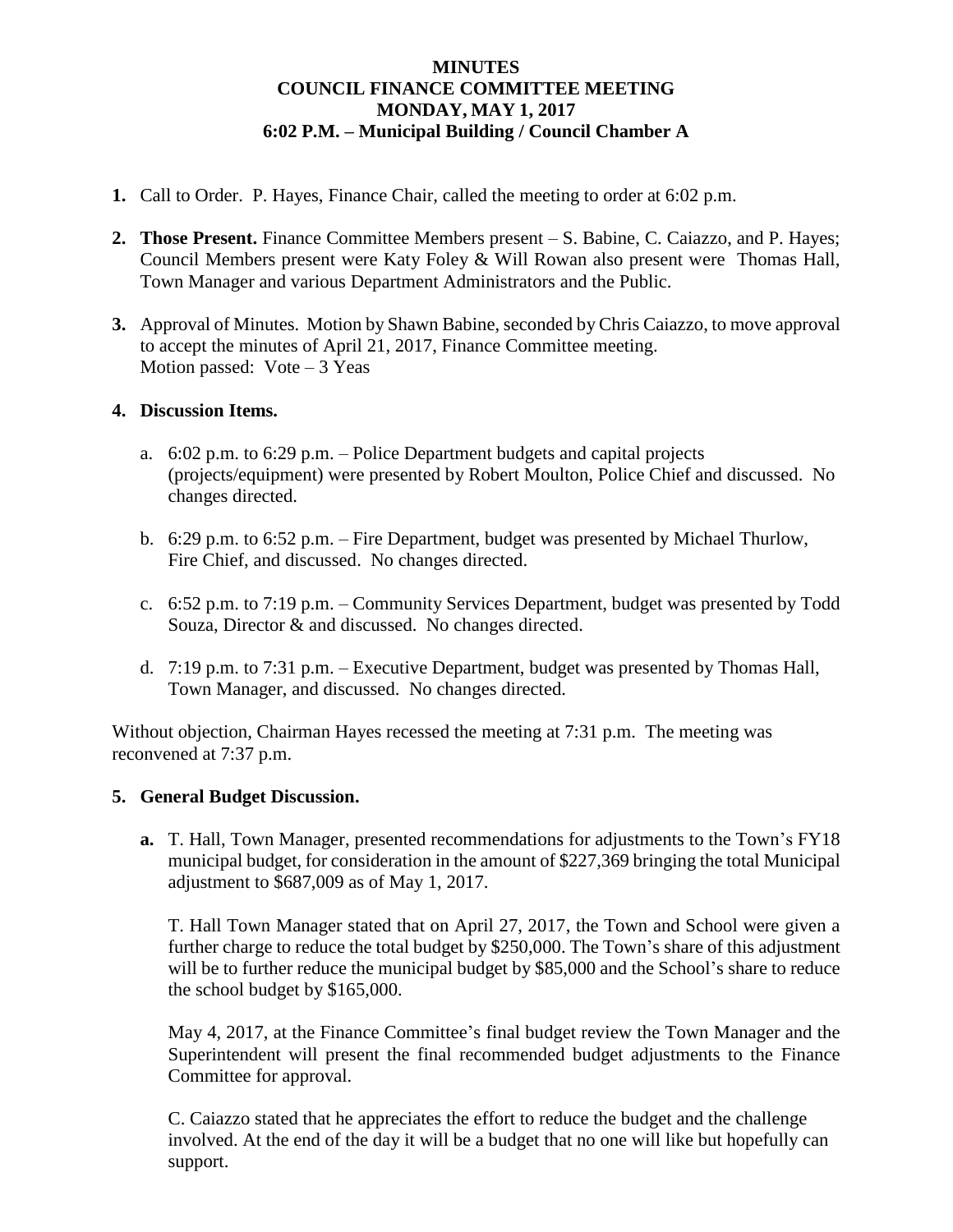**MINUTES**
**COUNCIL FINANCE COMMITTEE MEETING**
**MONDAY, MAY 1, 2017**
**6:02 P.M. – Municipal Building / Council Chamber A**

1. Call to Order. P. Hayes, Finance Chair, called the meeting to order at 6:02 p.m.

2. **Those Present.** Finance Committee Members present – S. Babine, C. Caiazzo, and P. Hayes; Council Members present were Katy Foley & Will Rowan also present were Thomas Hall, Town Manager and various Department Administrators and the Public.

3. Approval of Minutes. Motion by Shawn Babine, seconded by Chris Caiazzo, to move approval to accept the minutes of April 21, 2017, Finance Committee meeting.
   Motion passed: Vote – 3 Yeas

4. **Discussion Items.**

   a. 6:02 p.m. to 6:29 p.m. – Police Department budgets and capital projects (projects/equipment) were presented by Robert Moulton, Police Chief and discussed. No changes directed.

   b. 6:29 p.m. to 6:52 p.m. – Fire Department, budget was presented by Michael Thurlow, Fire Chief, and discussed. No changes directed.

   c. 6:52 p.m. to 7:19 p.m. – Community Services Department, budget was presented by Todd Souza, Director & and discussed. No changes directed.

   d. 7:19 p.m. to 7:31 p.m. – Executive Department, budget was presented by Thomas Hall, Town Manager, and discussed. No changes directed.

Without objection, Chairman Hayes recessed the meeting at 7:31 p.m. The meeting was reconvened at 7:37 p.m.

5. **General Budget Discussion.**

   **a.** T. Hall, Town Manager, presented recommendations for adjustments to the Town's FY18 municipal budget, for consideration in the amount of $227,369 bringing the total Municipal adjustment to $687,009 as of May 1, 2017.

   T. Hall Town Manager stated that on April 27, 2017, the Town and School were given a further charge to reduce the total budget by $250,000. The Town's share of this adjustment will be to further reduce the municipal budget by $85,000 and the School's share to reduce the school budget by $165,000.

   May 4, 2017, at the Finance Committee's final budget review the Town Manager and the Superintendent will present the final recommended budget adjustments to the Finance Committee for approval.

   C. Caiazzo stated that he appreciates the effort to reduce the budget and the challenge involved. At the end of the day it will be a budget that no one will like but hopefully can support.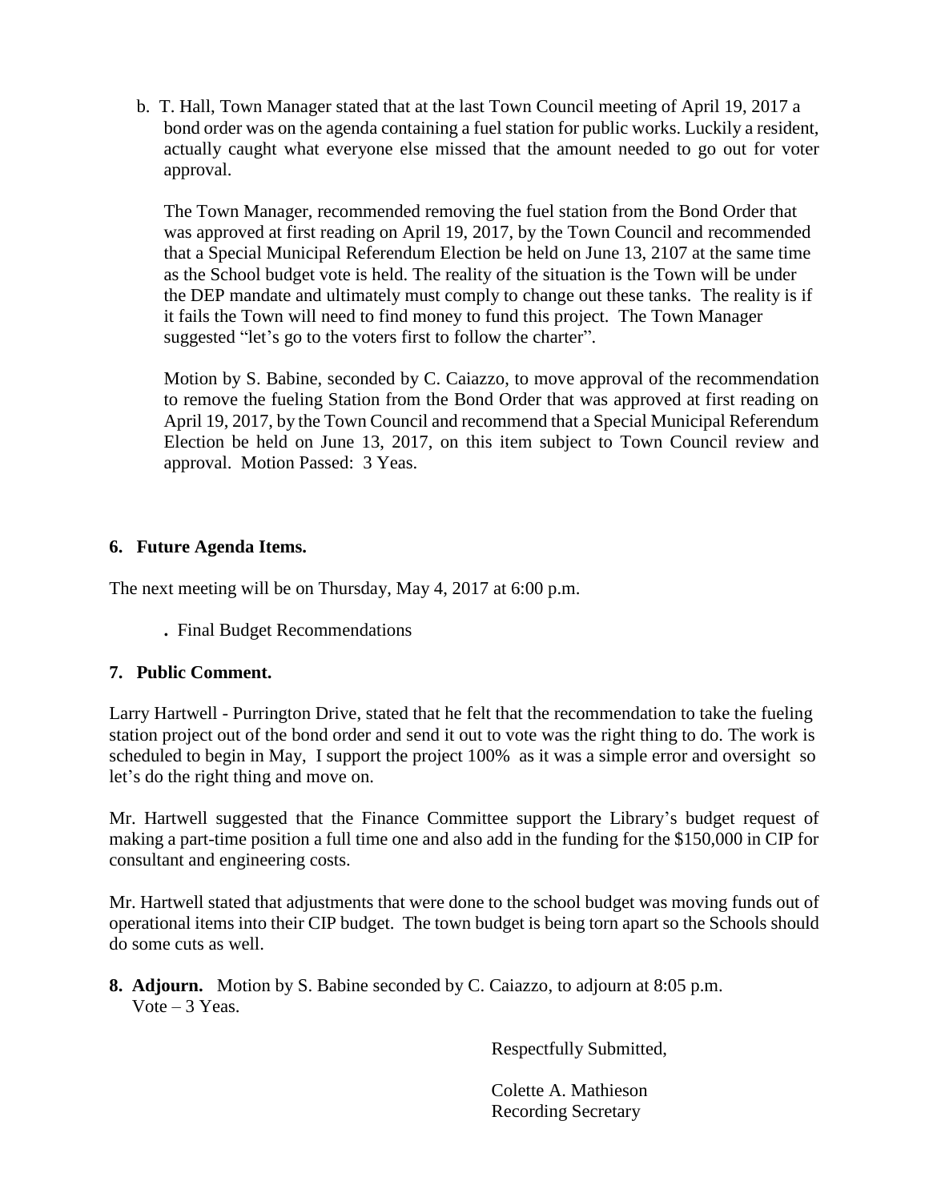b. T. Hall, Town Manager stated that at the last Town Council meeting of April 19, 2017 a bond order was on the agenda containing a fuel station for public works. Luckily a resident, actually caught what everyone else missed that the amount needed to go out for voter approval.

The Town Manager, recommended removing the fuel station from the Bond Order that was approved at first reading on April 19, 2017, by the Town Council and recommended that a Special Municipal Referendum Election be held on June 13, 2107 at the same time as the School budget vote is held. The reality of the situation is the Town will be under the DEP mandate and ultimately must comply to change out these tanks. The reality is if it fails the Town will need to find money to fund this project. The Town Manager suggested "let's go to the voters first to follow the charter".

Motion by S. Babine, seconded by C. Caiazzo, to move approval of the recommendation to remove the fueling Station from the Bond Order that was approved at first reading on April 19, 2017, by the Town Council and recommend that a Special Municipal Referendum Election be held on June 13, 2017, on this item subject to Town Council review and approval. Motion Passed: 3 Yeas.

**6. Future Agenda Items.**

The next meeting will be on Thursday, May 4, 2017 at 6:00 p.m.

. Final Budget Recommendations

**7. Public Comment.**

Larry Hartwell - Purrington Drive, stated that he felt that the recommendation to take the fueling station project out of the bond order and send it out to vote was the right thing to do. The work is scheduled to begin in May, I support the project 100% as it was a simple error and oversight so let's do the right thing and move on.

Mr. Hartwell suggested that the Finance Committee support the Library's budget request of making a part-time position a full time one and also add in the funding for the $150,000 in CIP for consultant and engineering costs.

Mr. Hartwell stated that adjustments that were done to the school budget was moving funds out of operational items into their CIP budget. The town budget is being torn apart so the Schools should do some cuts as well.

**8. Adjourn.** Motion by S. Babine seconded by C. Caiazzo, to adjourn at 8:05 p.m. Vote – 3 Yeas.

Respectfully Submitted,

Colette A. Mathieson
Recording Secretary